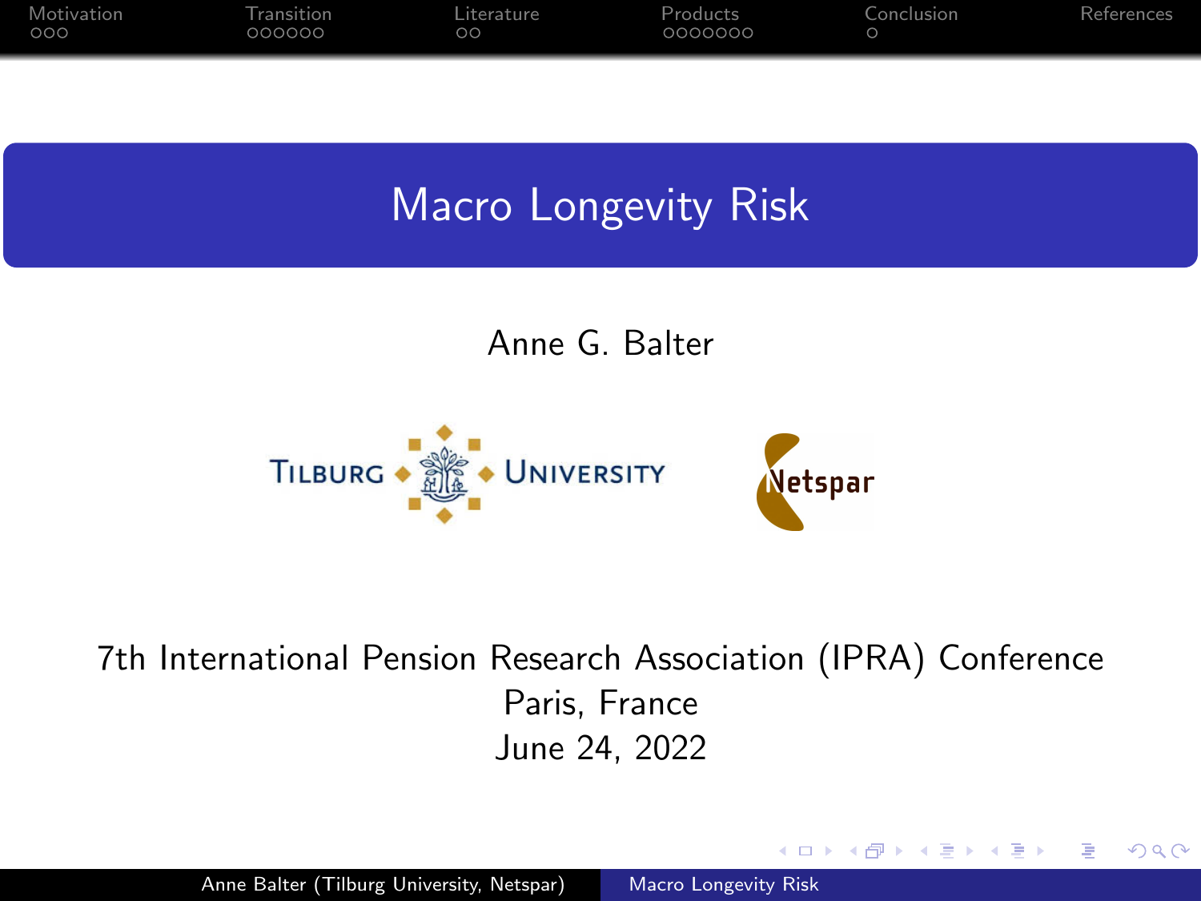# Macro Longevity Risk

Anne G. Balter

Tilburg University

Netspar

7th International Pension Research Association (IPRA) Conference
Paris, France
June 24, 2022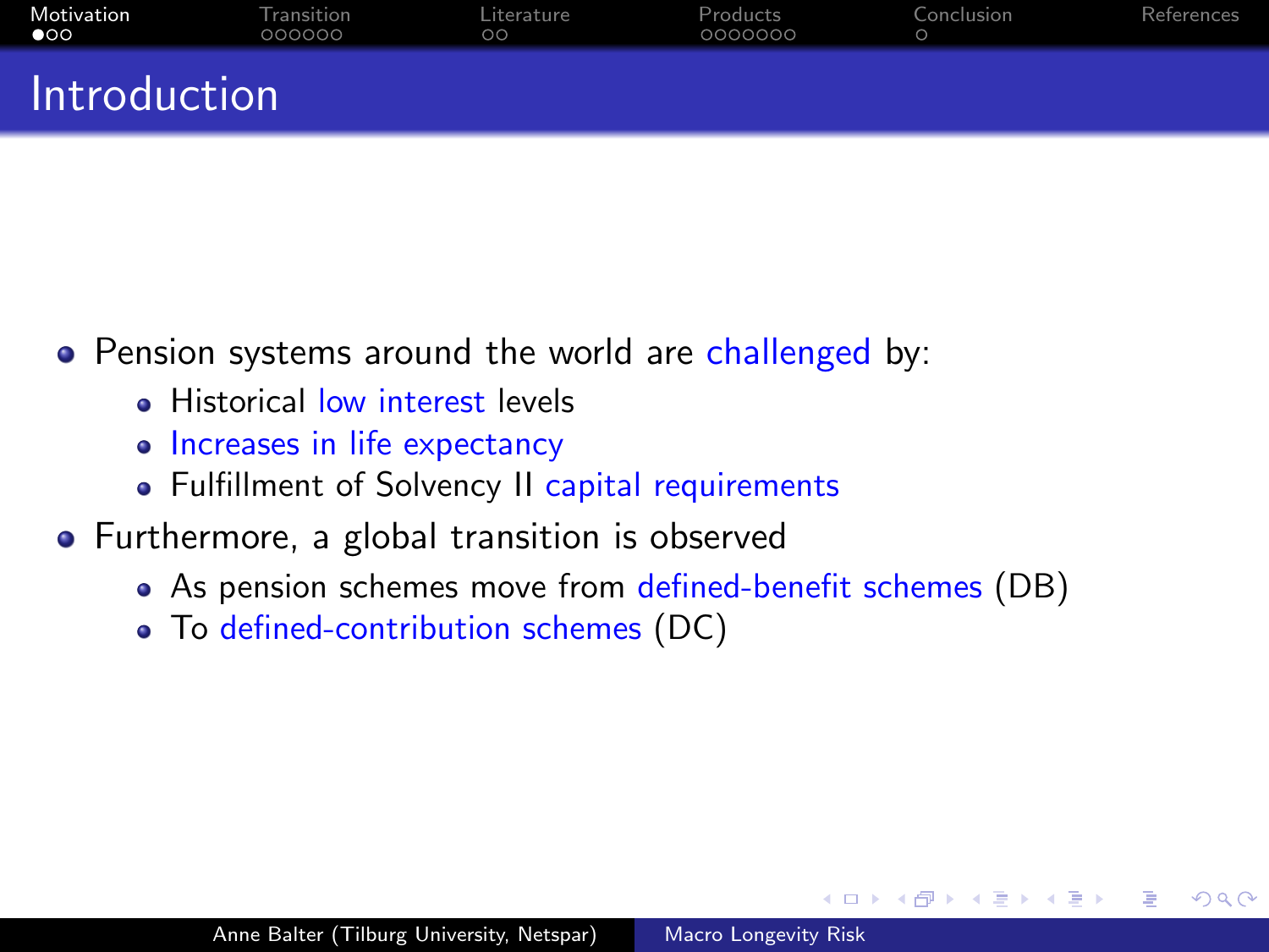# Introduction

- Pension systems around the world are challenged by:
  - Historical low interest levels
  - Increases in life expectancy
  - Fulfillment of Solvency II capital requirements
- Furthermore, a global transition is observed
  - As pension schemes move from defined-benefit schemes (DB)
  - To defined-contribution schemes (DC)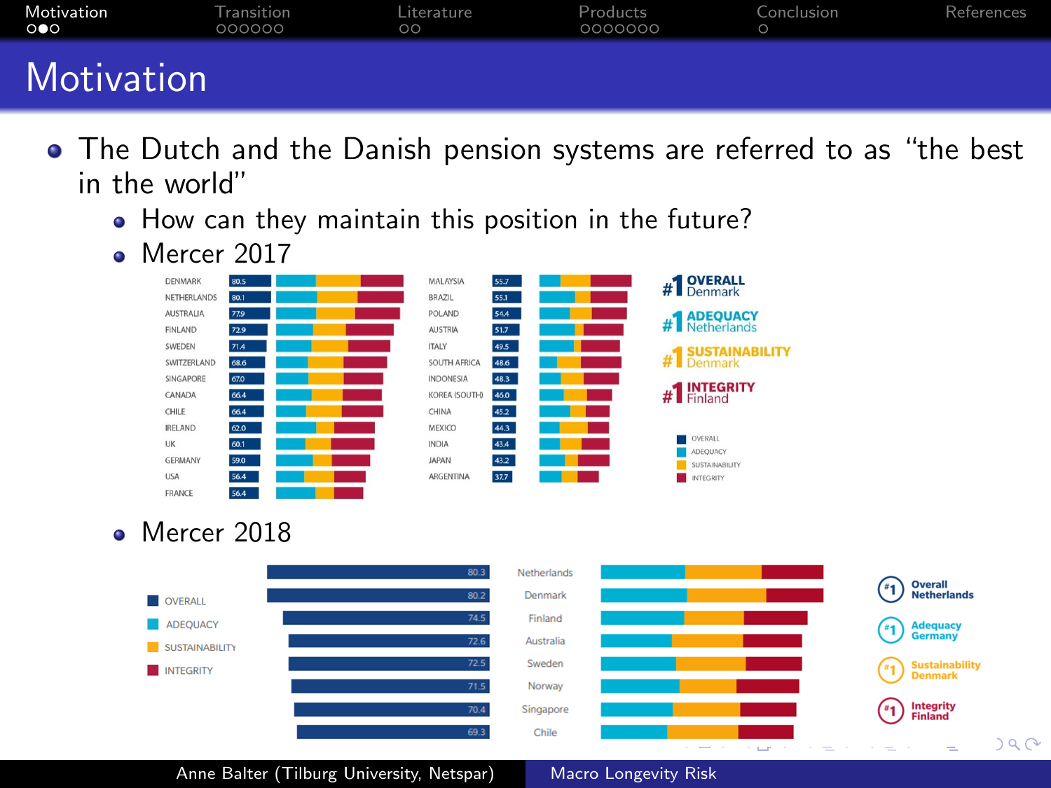# Motivation

- The Dutch and the Danish pension systems are referred to as "the best in the world"
  - How can they maintain this position in the future?
  - Mercer 2017

| Country | Overall |
|---|---|
| DENMARK | 80.5 |
| NETHERLANDS | 80.1 |
| AUSTRALIA | 77.9 |
| FINLAND | 72.9 |
| SWEDEN | 71.4 |
| SWITZERLAND | 68.6 |
| SINGAPORE | 67.0 |
| CANADA | 66.4 |
| CHILE | 66.4 |
| IRELAND | 62.0 |
| UK | 60.1 |
| GERMANY | 59.0 |
| USA | 56.4 |
| FRANCE | 56.4 |
| MALAYSIA | 55.7 |
| BRAZIL | 55.1 |
| POLAND | 54.4 |
| AUSTRIA | 51.7 |
| ITALY | 49.5 |
| SOUTH AFRICA | 48.6 |
| INDONESIA | 48.3 |
| KOREA (SOUTH) | 46.0 |
| CHINA | 45.2 |
| MEXICO | 44.3 |
| INDIA | 43.4 |
| JAPAN | 43.2 |
| ARGENTINA | 37.7 |

#1 OVERALL Denmark
#1 ADEQUACY Netherlands
#1 SUSTAINABILITY Denmark
#1 INTEGRITY Finland

OVERALL, ADEQUACY, SUSTAINABILITY, INTEGRITY

  - Mercer 2018

| Country | Overall |
|---|---|
| Netherlands | 80.3 |
| Denmark | 80.2 |
| Finland | 74.5 |
| Australia | 72.6 |
| Sweden | 72.5 |
| Norway | 71.5 |
| Singapore | 70.4 |
| Chile | 69.3 |

OVERALL, ADEQUACY, SUSTAINABILITY, INTEGRITY

#1 Overall Netherlands
#1 Adequacy Germany
#1 Sustainability Denmark
#1 Integrity Finland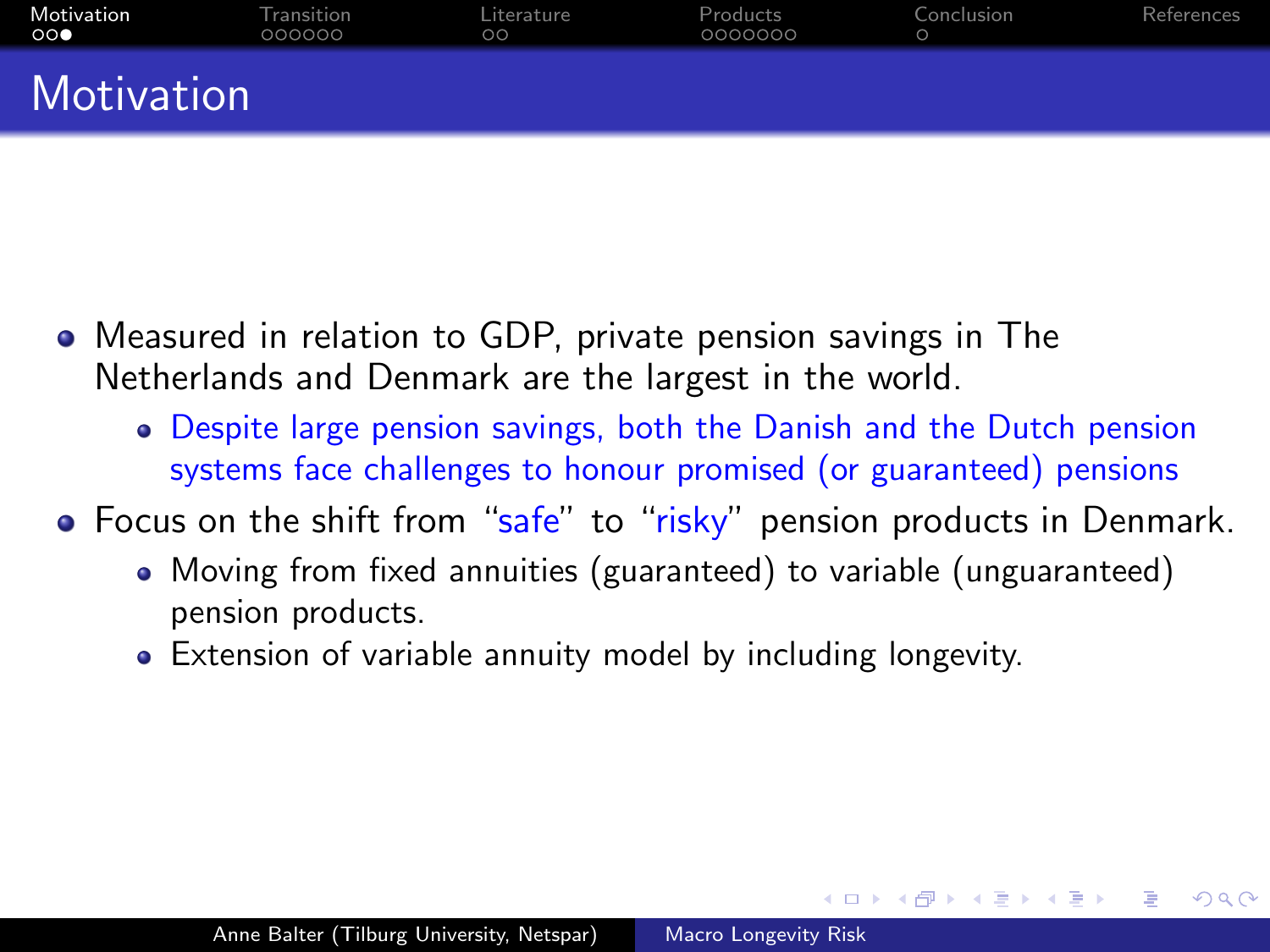# Motivation

- Measured in relation to GDP, private pension savings in The Netherlands and Denmark are the largest in the world.
  - Despite large pension savings, both the Danish and the Dutch pension systems face challenges to honour promised (or guaranteed) pensions
- Focus on the shift from "safe" to "risky" pension products in Denmark.
  - Moving from fixed annuities (guaranteed) to variable (unguaranteed) pension products.
  - Extension of variable annuity model by including longevity.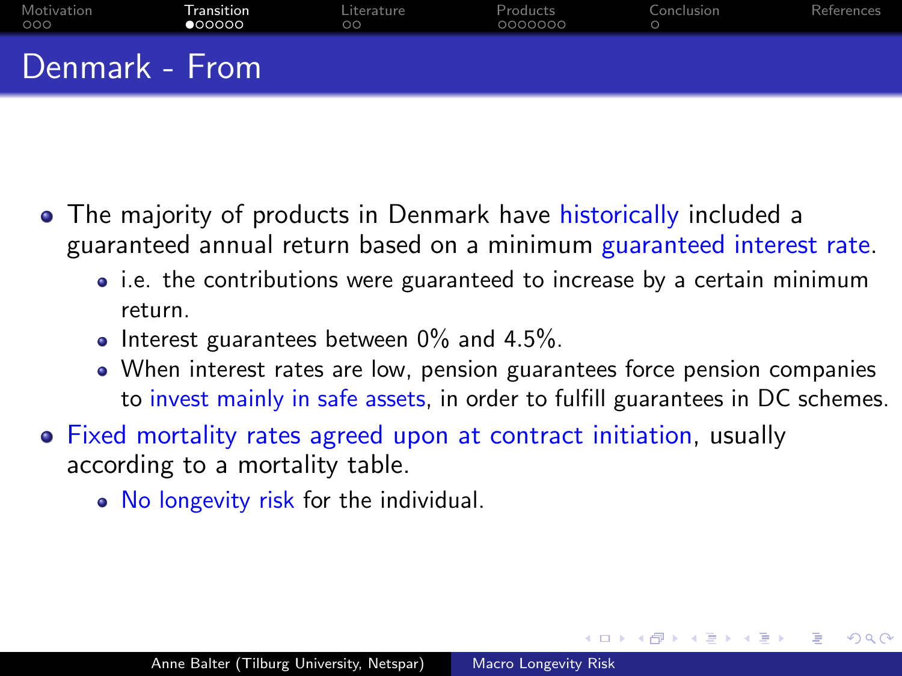# Denmark - From

- The majority of products in Denmark have historically included a guaranteed annual return based on a minimum guaranteed interest rate.
  - i.e. the contributions were guaranteed to increase by a certain minimum return.
  - Interest guarantees between 0% and 4.5%.
  - When interest rates are low, pension guarantees force pension companies to invest mainly in safe assets, in order to fulfill guarantees in DC schemes.
- Fixed mortality rates agreed upon at contract initiation, usually according to a mortality table.
  - No longevity risk for the individual.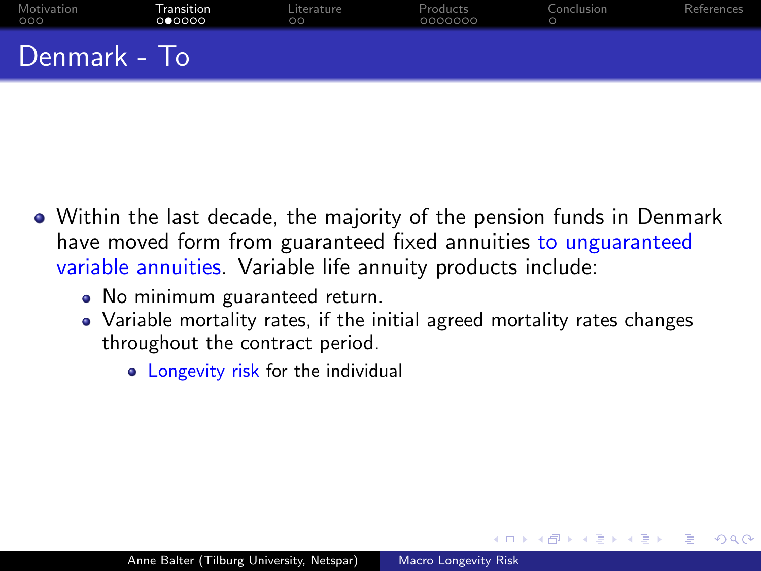# Denmark - To

- Within the last decade, the majority of the pension funds in Denmark have moved form from guaranteed fixed annuities to unguaranteed variable annuities. Variable life annuity products include:
  - No minimum guaranteed return.
  - Variable mortality rates, if the initial agreed mortality rates changes throughout the contract period.
    - Longevity risk for the individual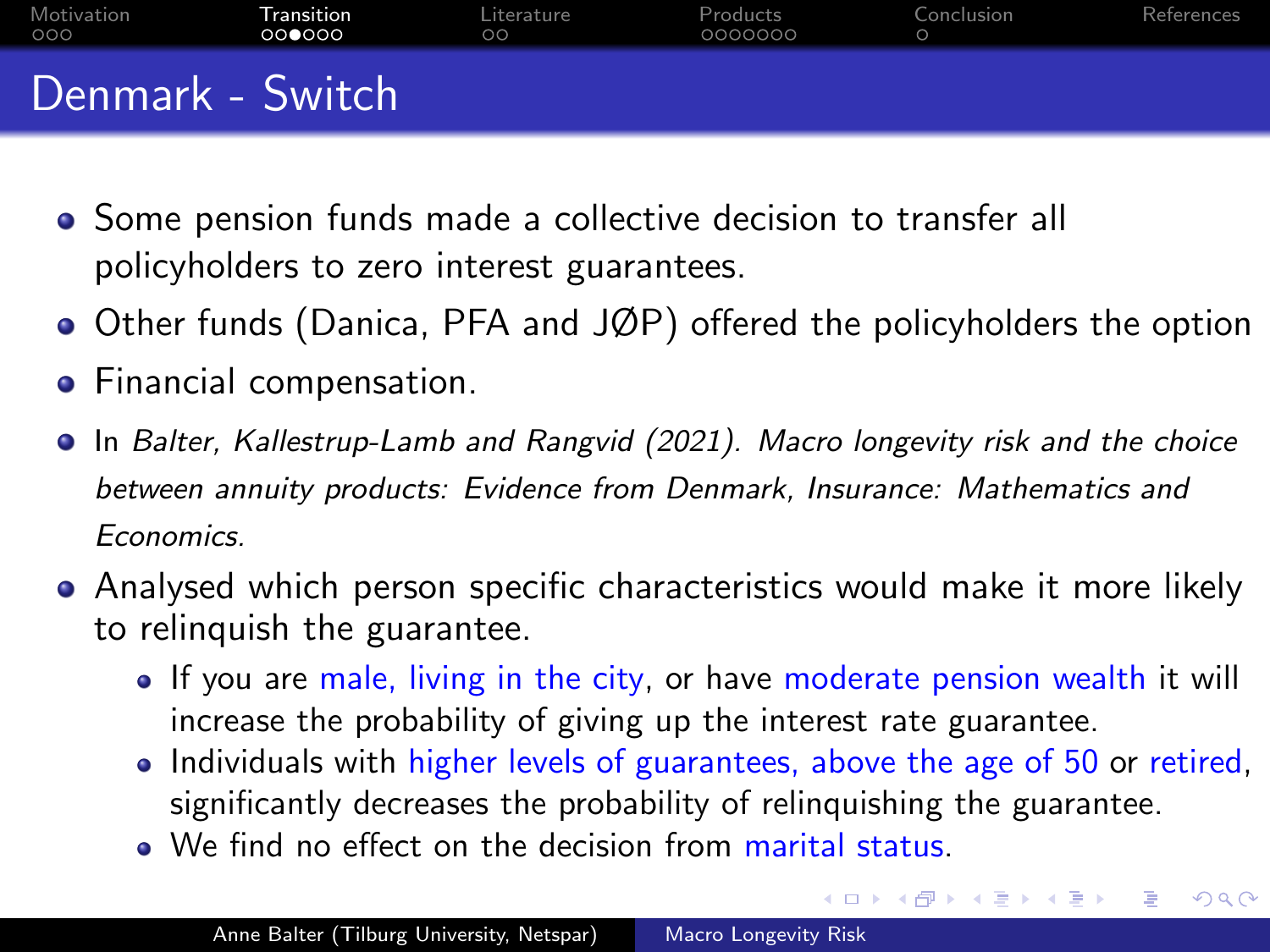# Denmark - Switch

- Some pension funds made a collective decision to transfer all policyholders to zero interest guarantees.
- Other funds (Danica, PFA and JØP) offered the policyholders the option
- Financial compensation.
- In *Balter, Kallestrup-Lamb and Rangvid (2021). Macro longevity risk and the choice between annuity products: Evidence from Denmark, Insurance: Mathematics and Economics.*
- Analysed which person specific characteristics would make it more likely to relinquish the guarantee.
  - If you are male, living in the city, or have moderate pension wealth it will increase the probability of giving up the interest rate guarantee.
  - Individuals with higher levels of guarantees, above the age of 50 or retired, significantly decreases the probability of relinquishing the guarantee.
  - We find no effect on the decision from marital status.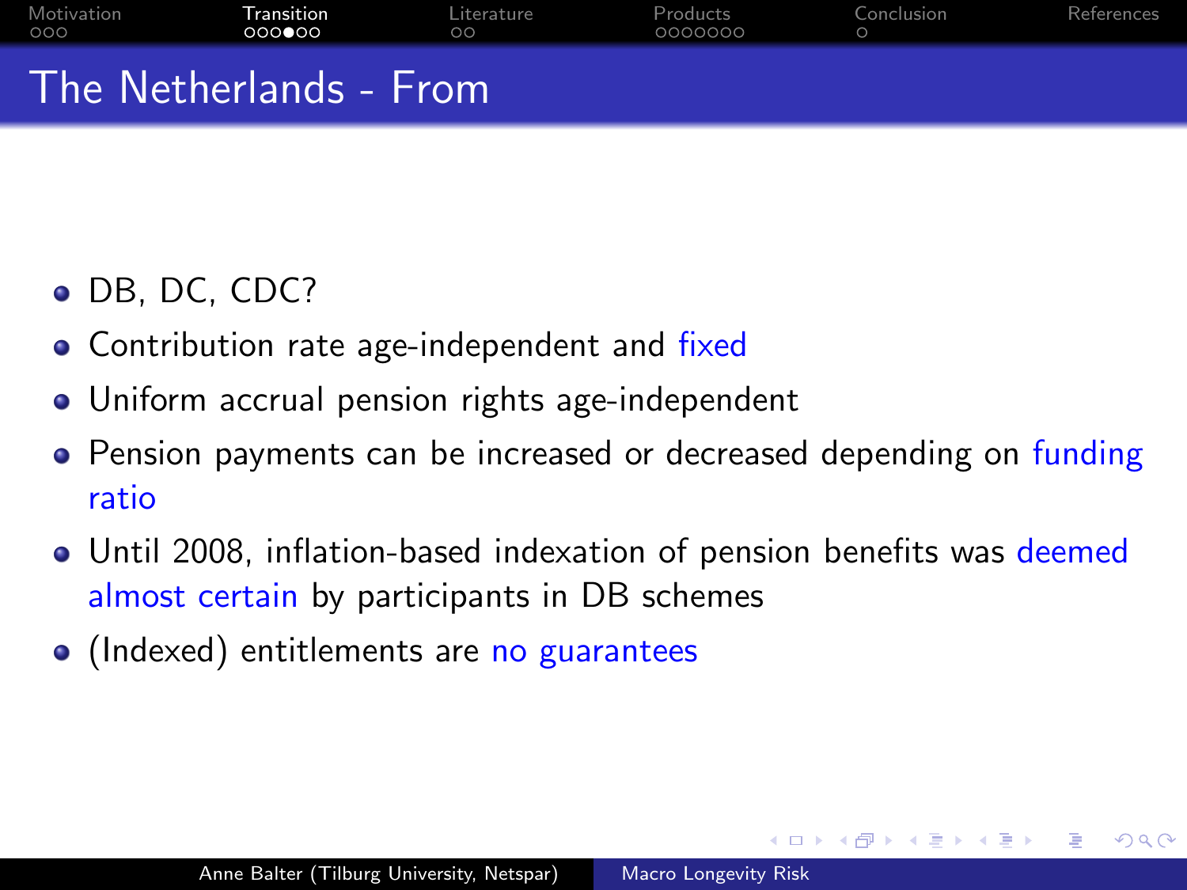# The Netherlands - From

- DB, DC, CDC?
- Contribution rate age-independent and fixed
- Uniform accrual pension rights age-independent
- Pension payments can be increased or decreased depending on funding ratio
- Until 2008, inflation-based indexation of pension benefits was deemed almost certain by participants in DB schemes
- (Indexed) entitlements are no guarantees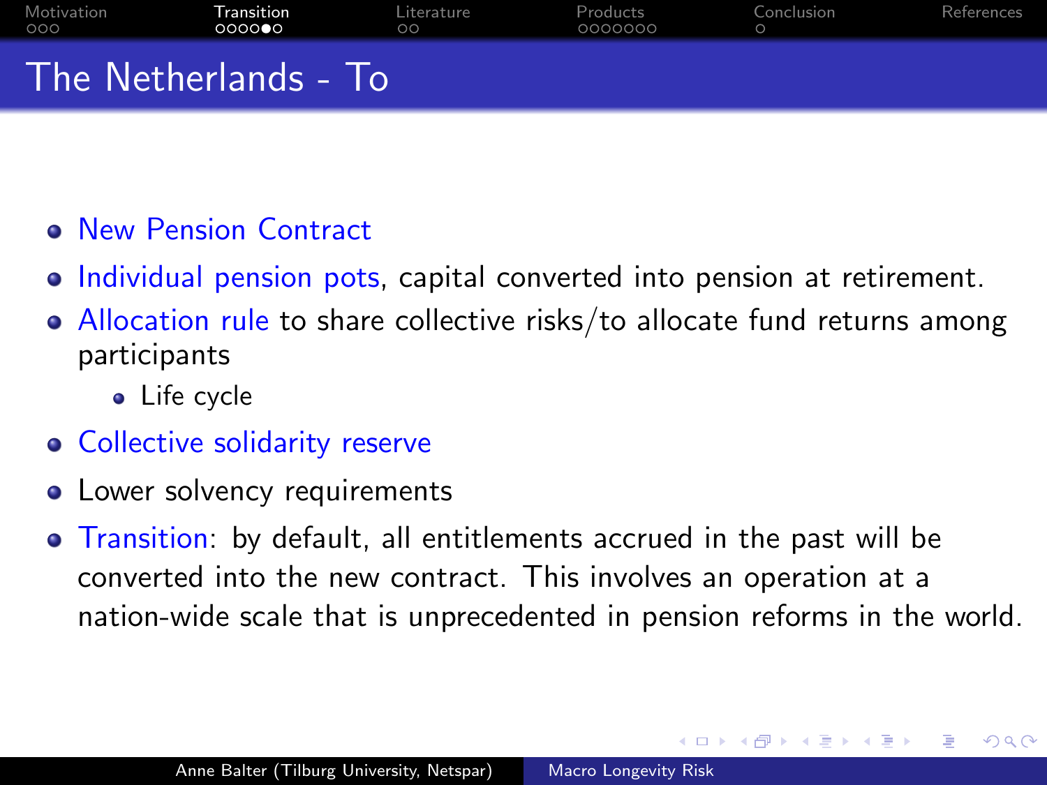# The Netherlands - To

- New Pension Contract
- Individual pension pots, capital converted into pension at retirement.
- Allocation rule to share collective risks/to allocate fund returns among participants
  - Life cycle
- Collective solidarity reserve
- Lower solvency requirements
- Transition: by default, all entitlements accrued in the past will be converted into the new contract. This involves an operation at a nation-wide scale that is unprecedented in pension reforms in the world.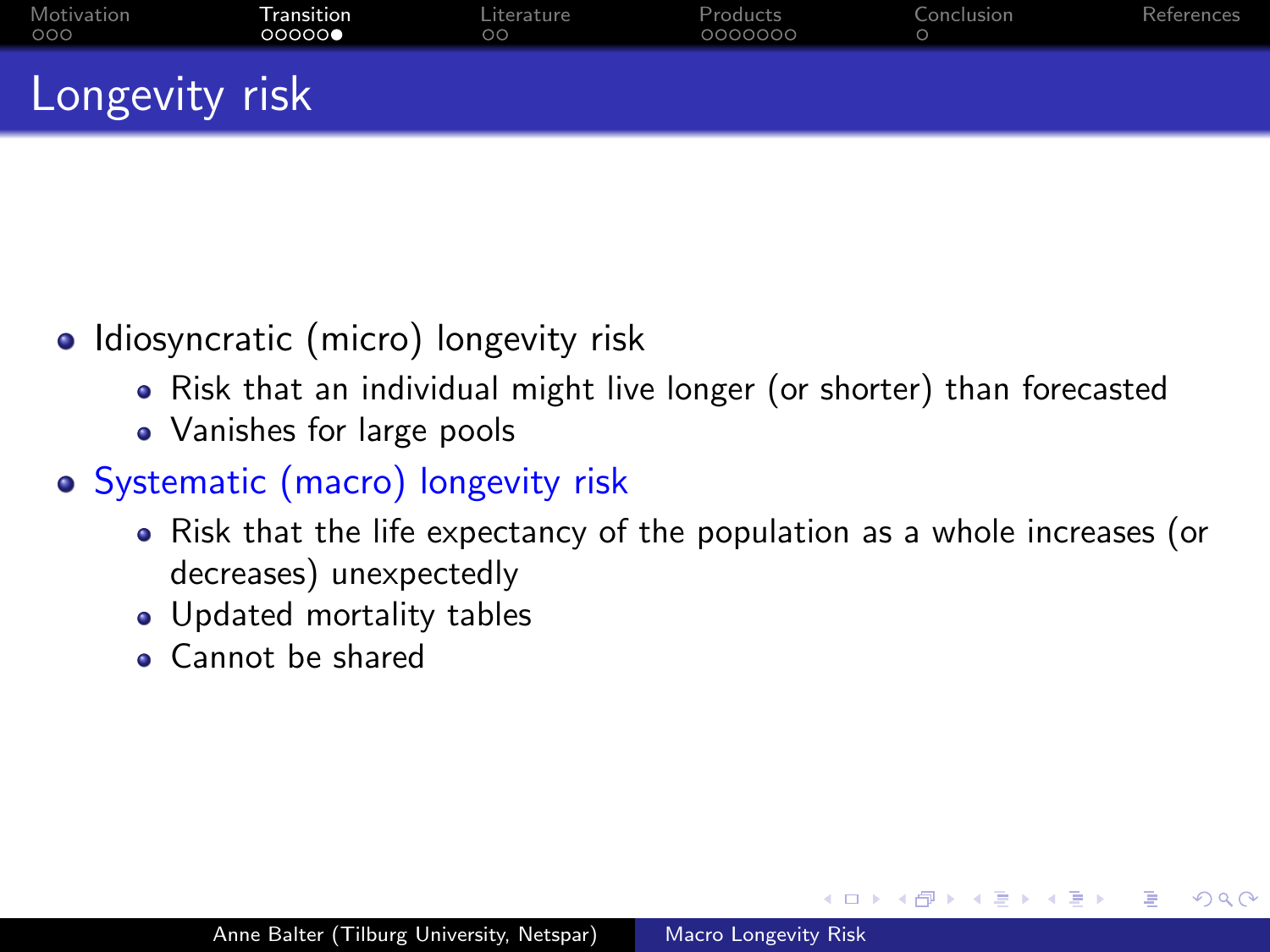# Longevity risk

- Idiosyncratic (micro) longevity risk
  - Risk that an individual might live longer (or shorter) than forecasted
  - Vanishes for large pools
- Systematic (macro) longevity risk
  - Risk that the life expectancy of the population as a whole increases (or decreases) unexpectedly
  - Updated mortality tables
  - Cannot be shared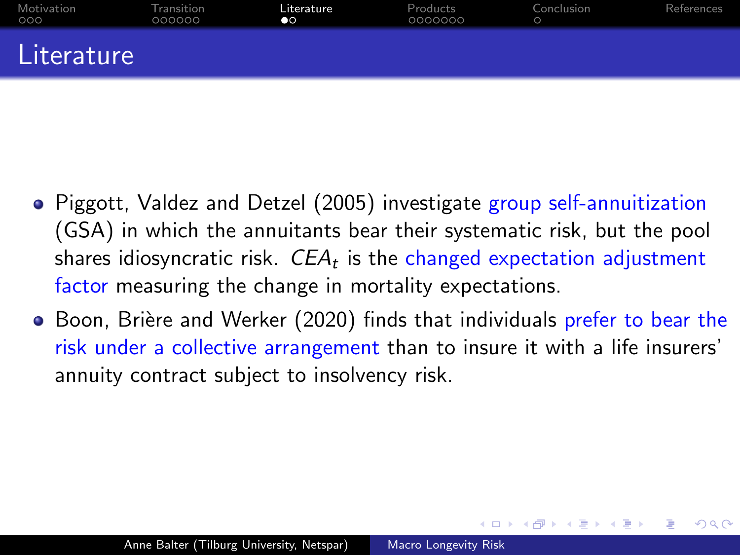# Literature

- Piggott, Valdez and Detzel (2005) investigate group self-annuitization (GSA) in which the annuitants bear their systematic risk, but the pool shares idiosyncratic risk. $CEA_t$ is the changed expectation adjustment factor measuring the change in mortality expectations.
- Boon, Brière and Werker (2020) finds that individuals prefer to bear the risk under a collective arrangement than to insure it with a life insurers' annuity contract subject to insolvency risk.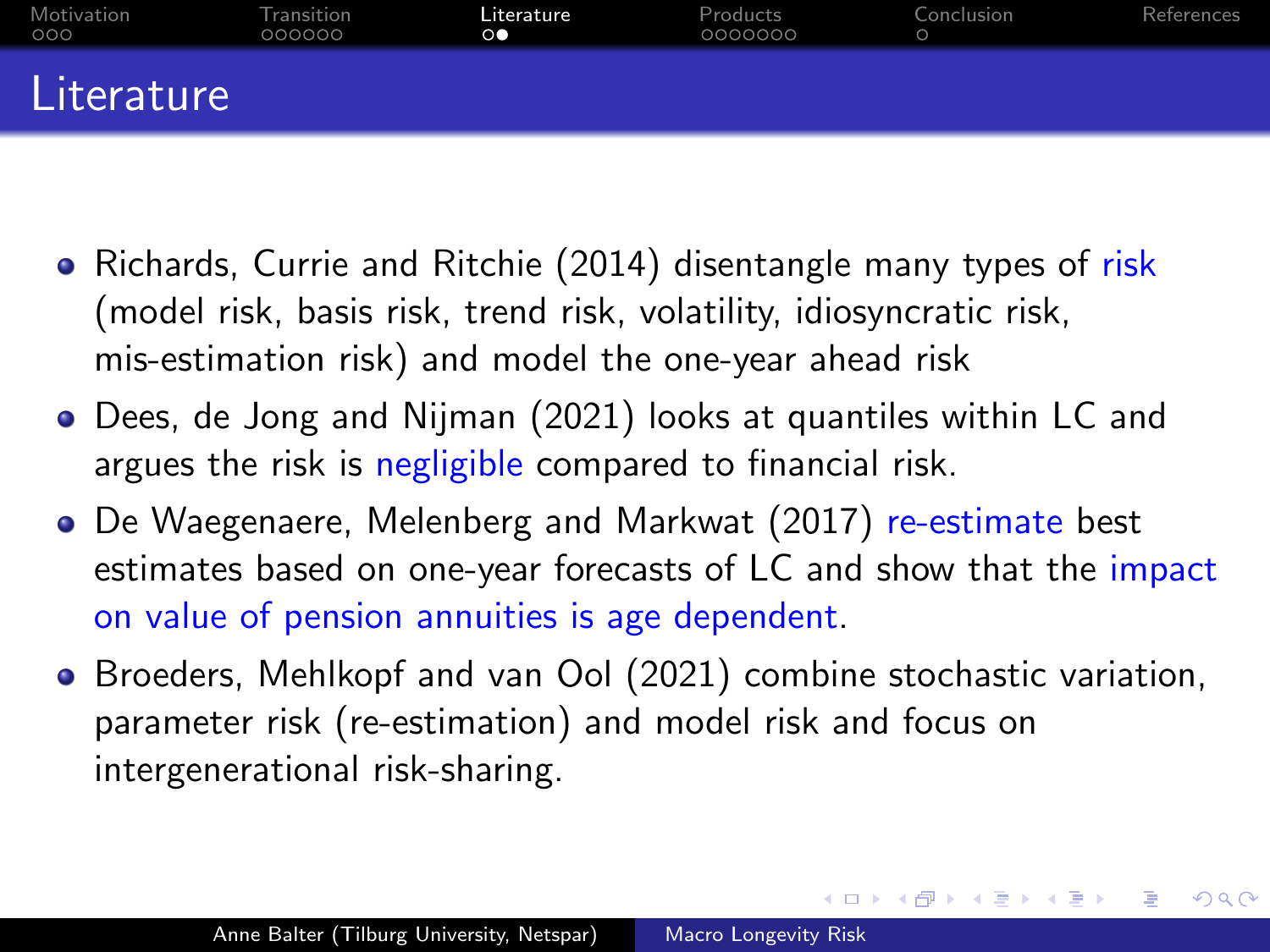# Literature

- Richards, Currie and Ritchie (2014) disentangle many types of risk (model risk, basis risk, trend risk, volatility, idiosyncratic risk, mis-estimation risk) and model the one-year ahead risk
- Dees, de Jong and Nijman (2021) looks at quantiles within LC and argues the risk is negligible compared to financial risk.
- De Waegenaere, Melenberg and Markwat (2017) re-estimate best estimates based on one-year forecasts of LC and show that the impact on value of pension annuities is age dependent.
- Broeders, Mehlkopf and van Ool (2021) combine stochastic variation, parameter risk (re-estimation) and model risk and focus on intergenerational risk-sharing.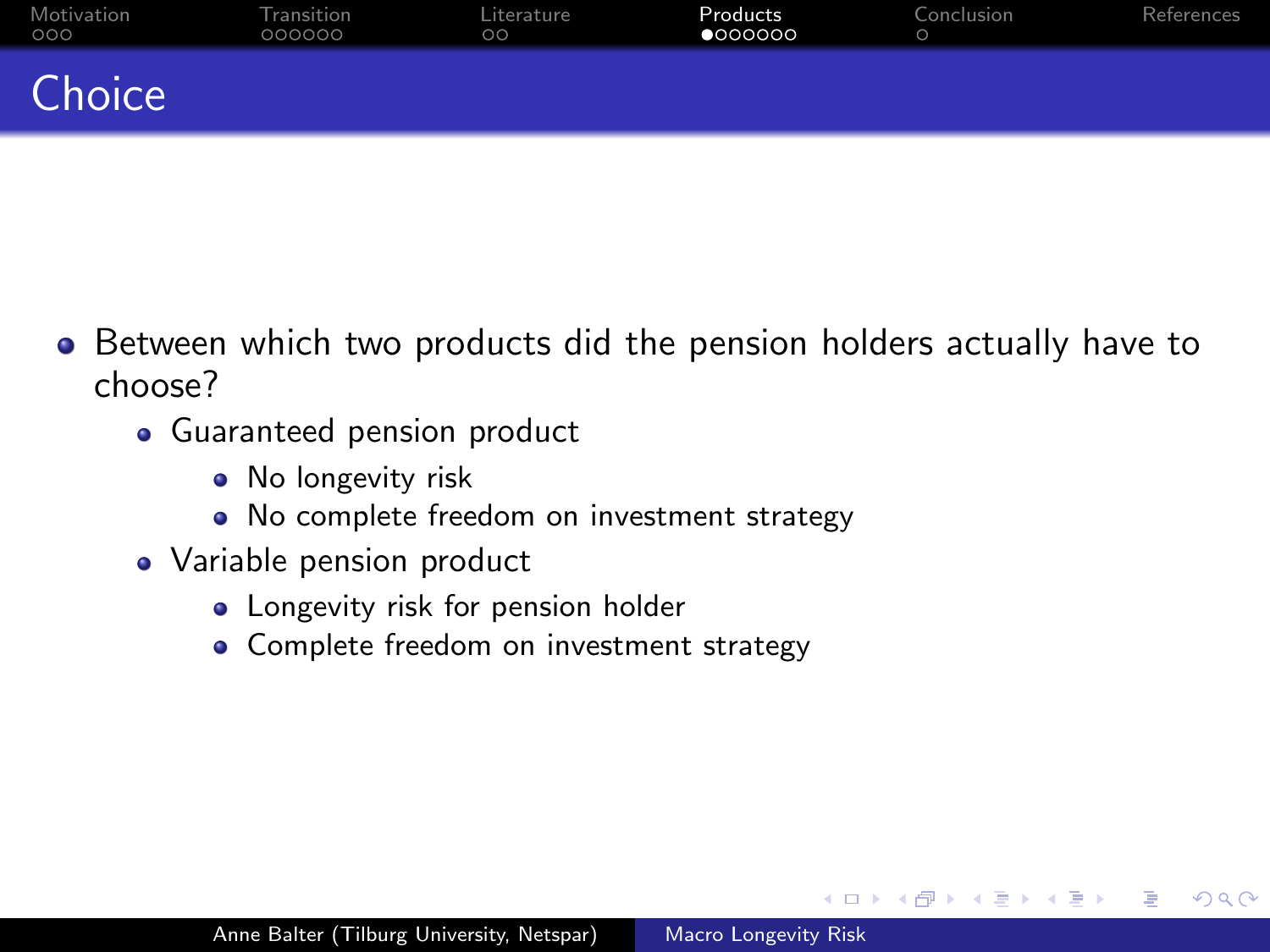# Choice

- Between which two products did the pension holders actually have to choose?
  - Guaranteed pension product
    - No longevity risk
    - No complete freedom on investment strategy
  - Variable pension product
    - Longevity risk for pension holder
    - Complete freedom on investment strategy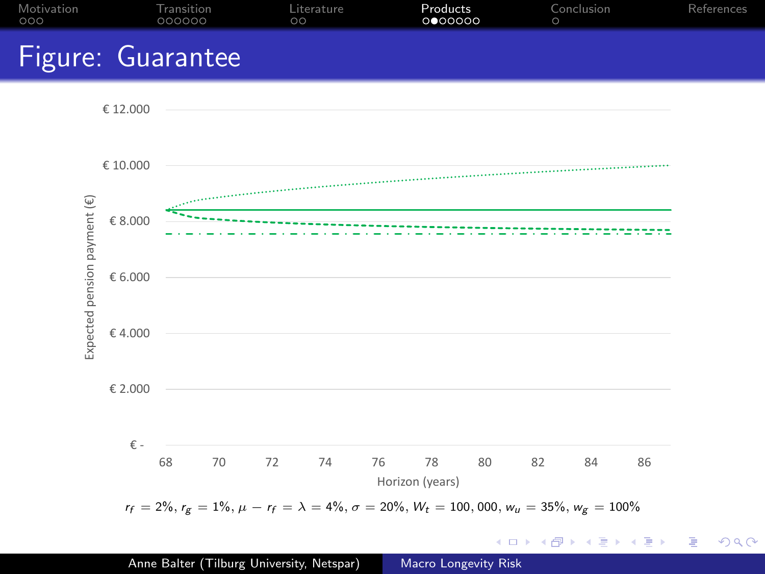# Figure: Guarantee

Expected pension payment (€)

€ 12.000
€ 10.000
€ 8.000
€ 6.000
€ 4.000
€ 2.000
€ -

68 70 72 74 76 78 80 82 84 86

Horizon (years)

$r_f = 2\%$, $r_g = 1\%$, $\mu - r_f = \lambda = 4\%$, $\sigma = 20\%$, $W_t = 100,000$, $w_u = 35\%$, $w_g = 100\%$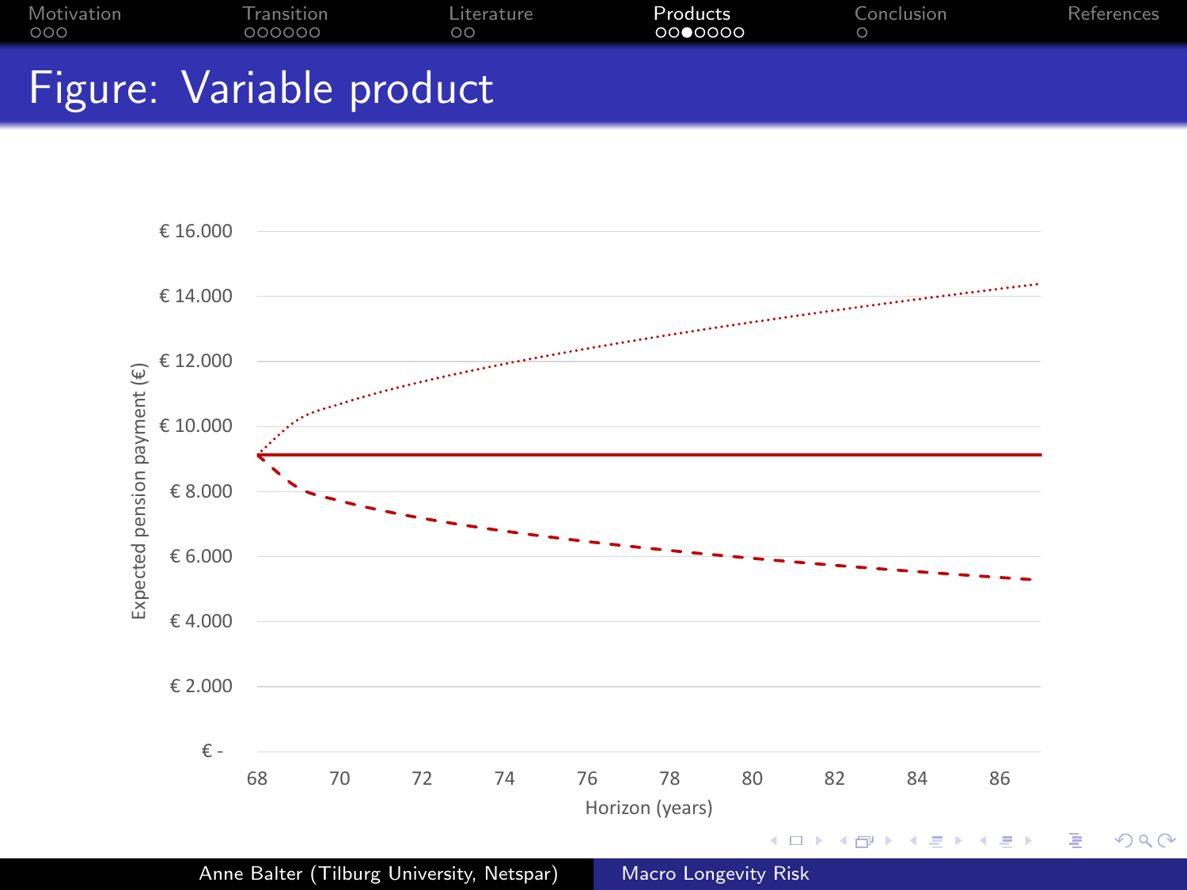# Figure: Variable product

Expected pension payment (€)

€ 16.000
€ 14.000
€ 12.000
€ 10.000
€ 8.000
€ 6.000
€ 4.000
€ 2.000
€ -

68 70 72 74 76 78 80 82 84 86

Horizon (years)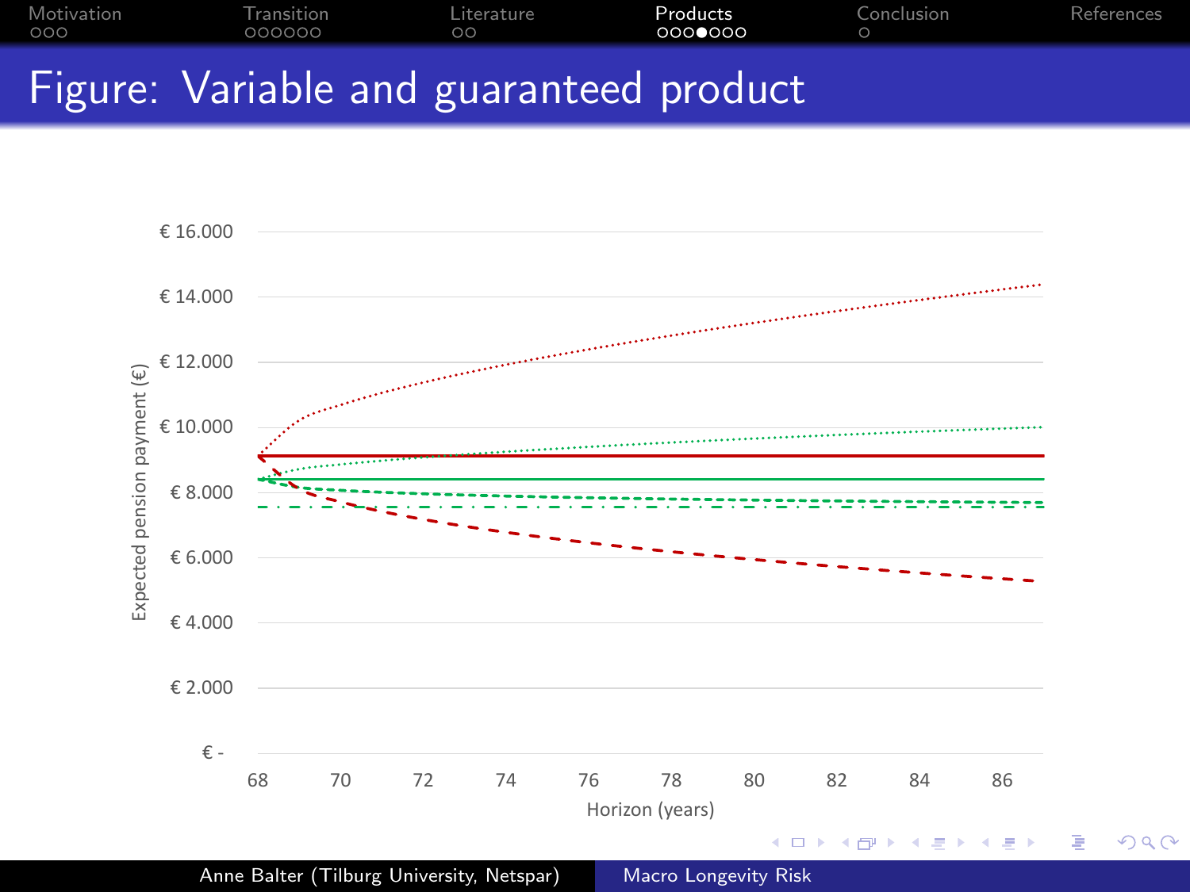# Figure: Variable and guaranteed product

Expected pension payment (€)

€ 16.000
€ 14.000
€ 12.000
€ 10.000
€ 8.000
€ 6.000
€ 4.000
€ 2.000
€ -

68 70 72 74 76 78 80 82 84 86

Horizon (years)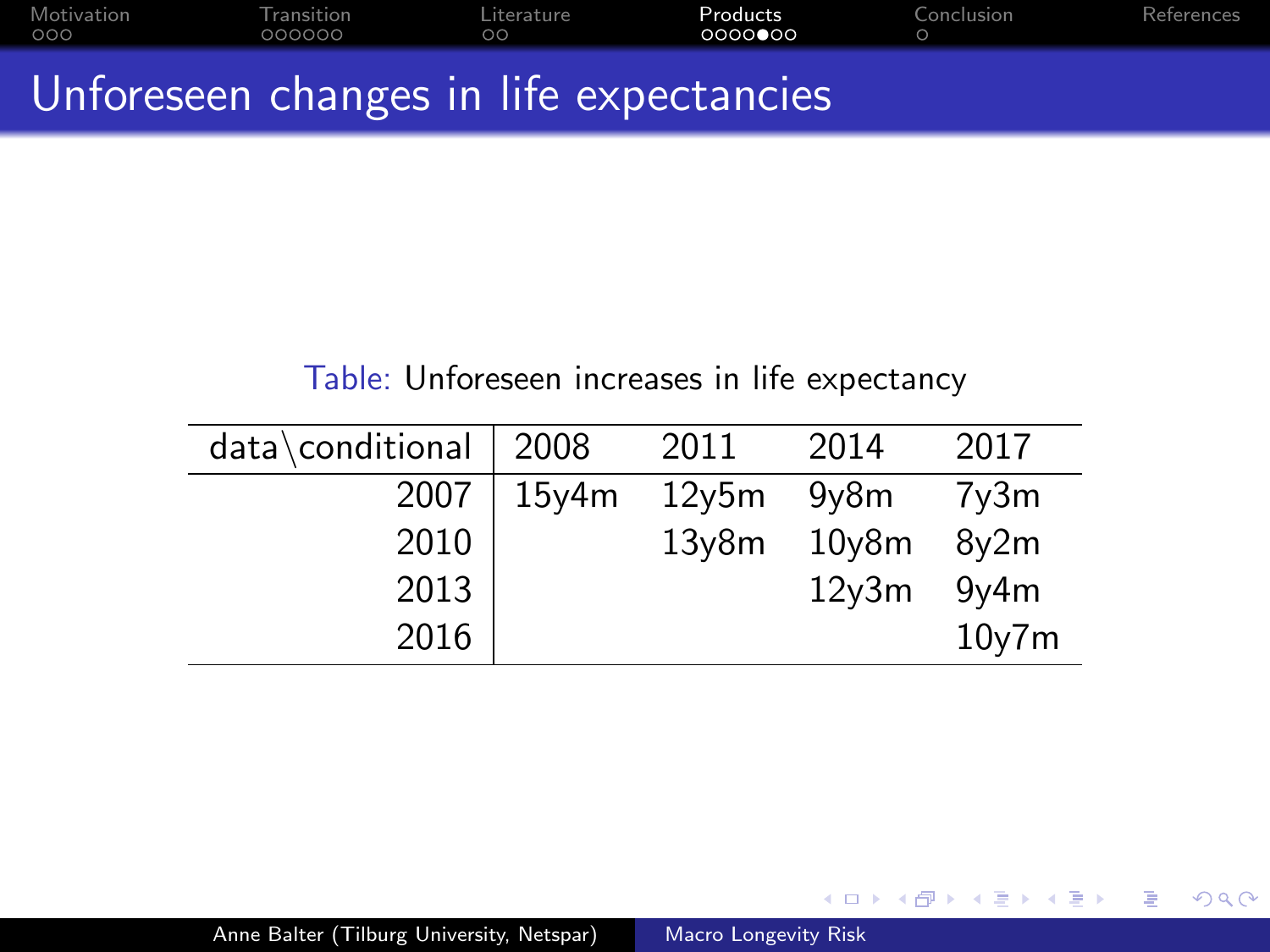# Unforeseen changes in life expectancies

Table: Unforeseen increases in life expectancy

| data\conditional | 2008 | 2011 | 2014 | 2017 |
|---|---|---|---|---|
| 2007 | 15y4m | 12y5m | 9y8m | 7y3m |
| 2010 | | 13y8m | 10y8m | 8y2m |
| 2013 | | | 12y3m | 9y4m |
| 2016 | | | | 10y7m |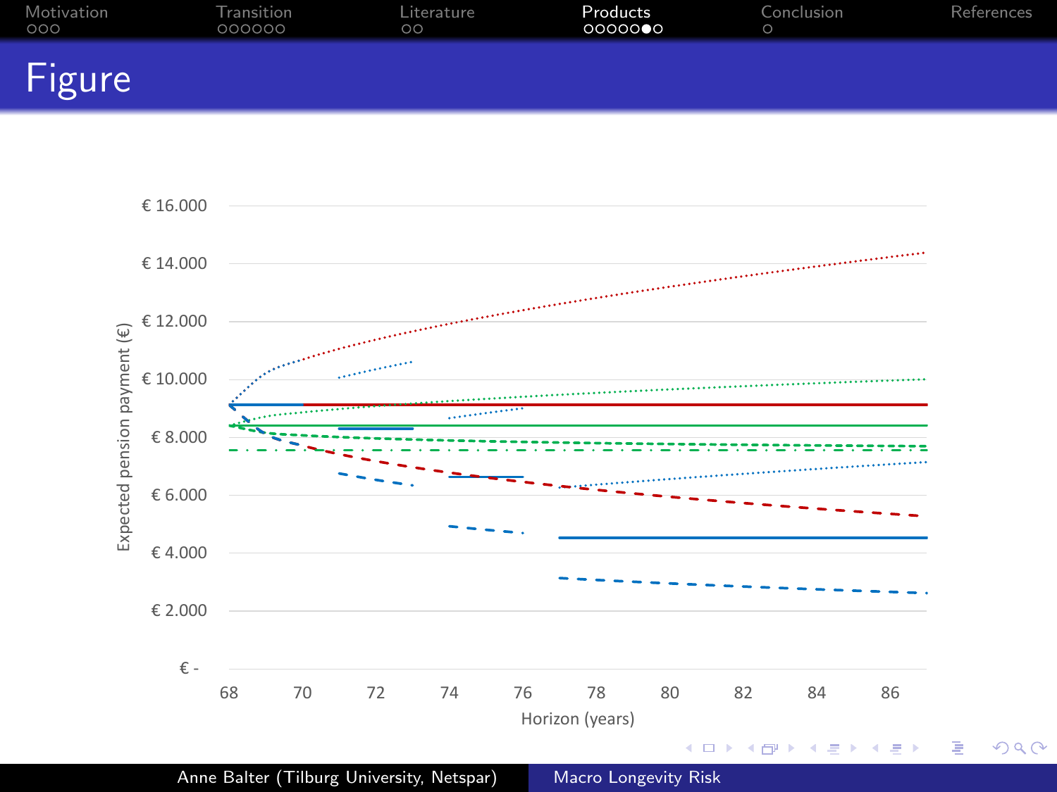# Figure

€ 16.000
€ 14.000
€ 12.000
€ 10.000
€ 8.000
€ 6.000
€ 4.000
€ 2.000
€ -

68 70 72 74 76 78 80 82 84 86

Expected pension payment (€)

Horizon (years)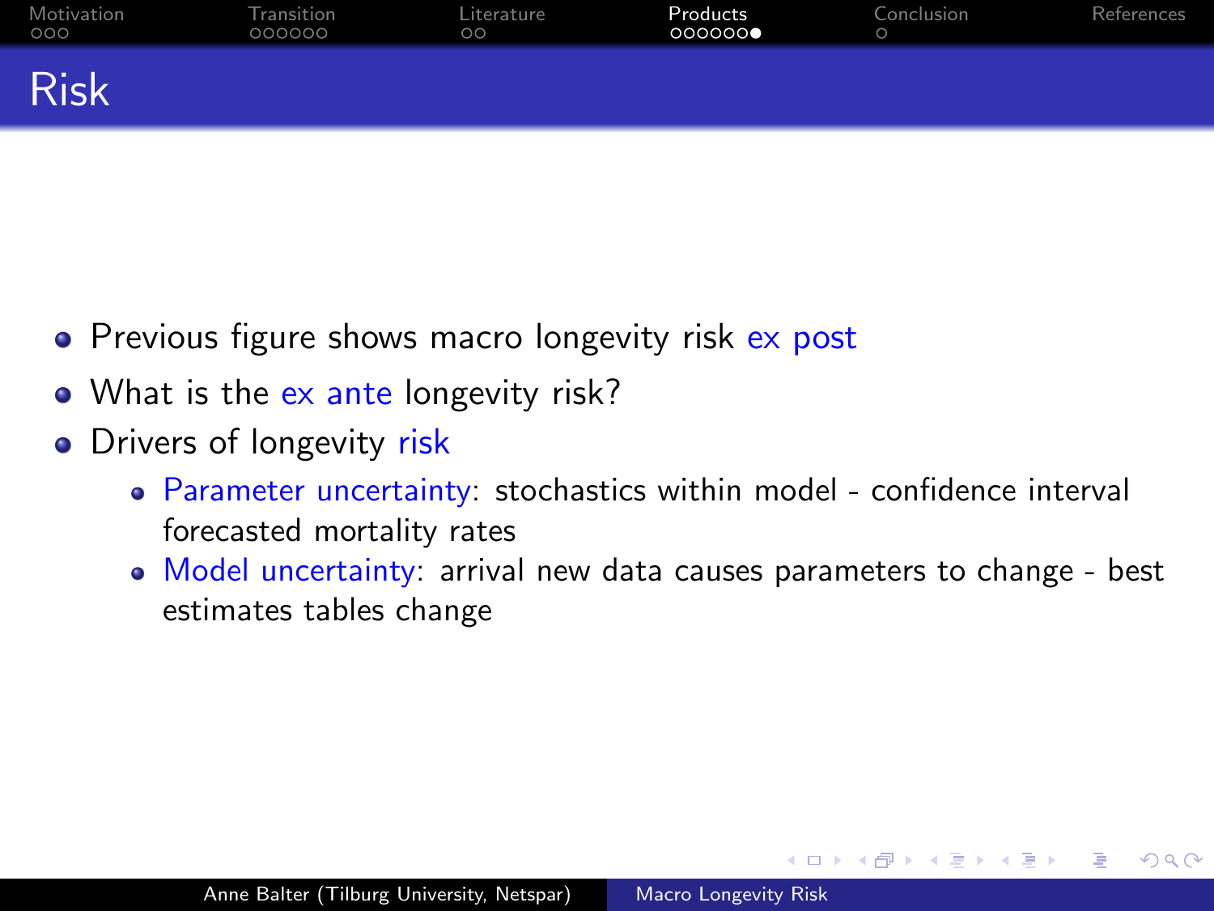# Risk

- Previous figure shows macro longevity risk ex post
- What is the ex ante longevity risk?
- Drivers of longevity risk
  - Parameter uncertainty: stochastics within model - confidence interval forecasted mortality rates
  - Model uncertainty: arrival new data causes parameters to change - best estimates tables change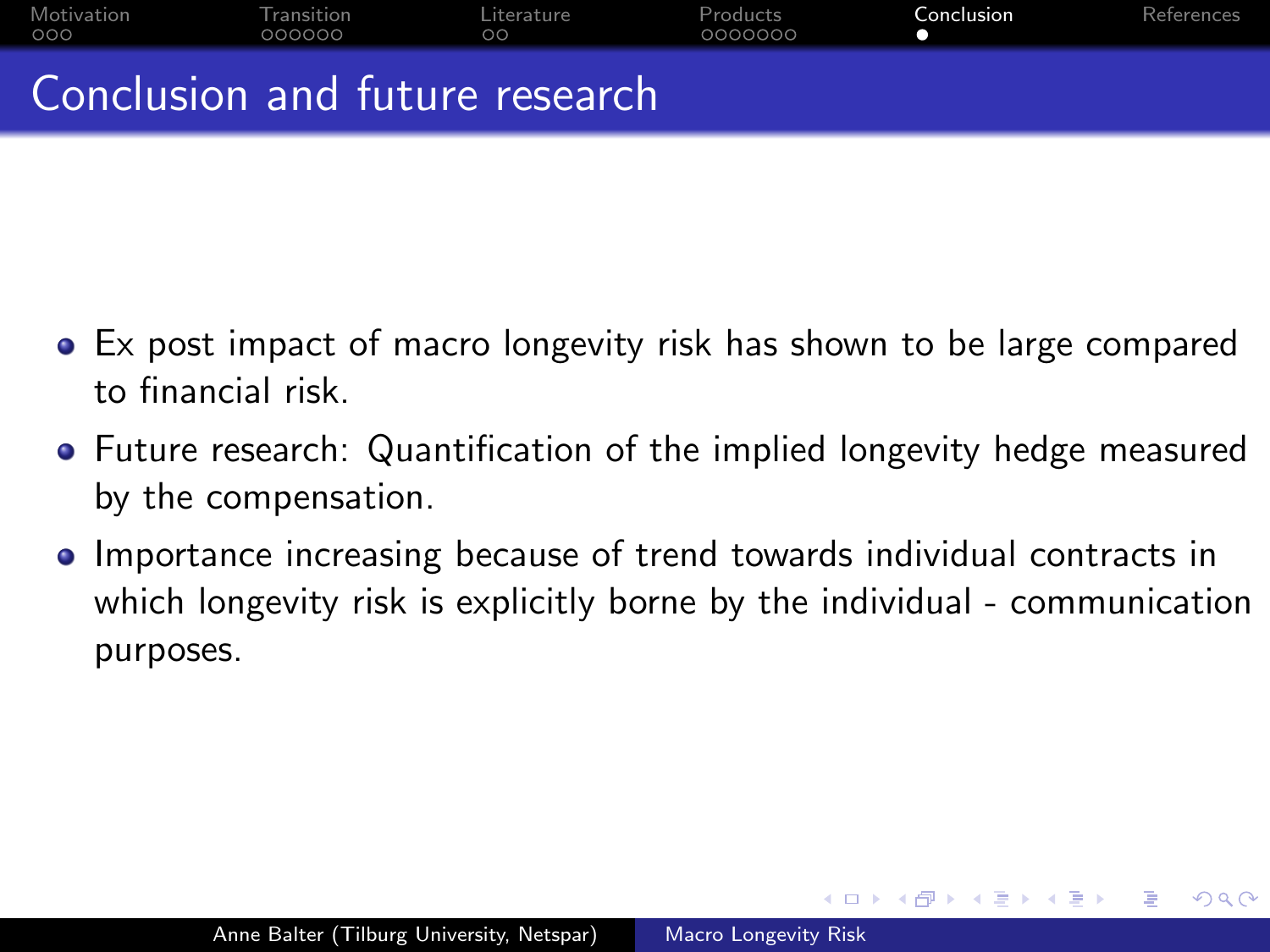# Conclusion and future research

- Ex post impact of macro longevity risk has shown to be large compared to financial risk.
- Future research: Quantification of the implied longevity hedge measured by the compensation.
- Importance increasing because of trend towards individual contracts in which longevity risk is explicitly borne by the individual - communication purposes.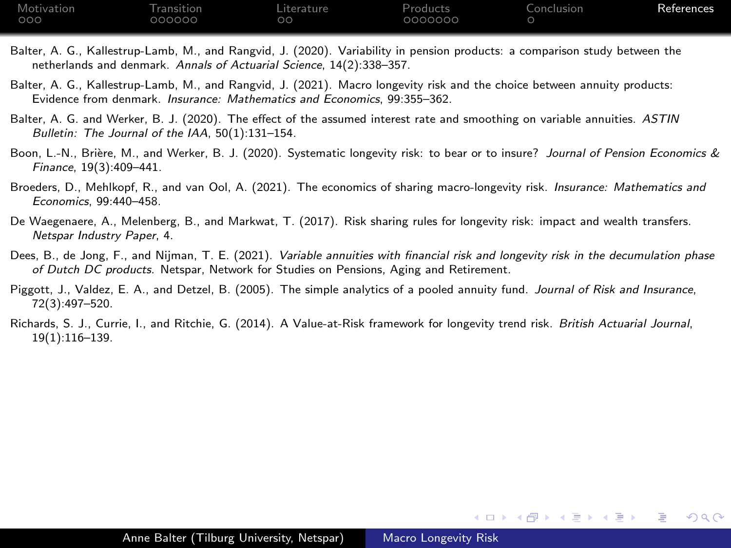Balter, A. G., Kallestrup-Lamb, M., and Rangvid, J. (2020). Variability in pension products: a comparison study between the netherlands and denmark. *Annals of Actuarial Science*, 14(2):338–357.

Balter, A. G., Kallestrup-Lamb, M., and Rangvid, J. (2021). Macro longevity risk and the choice between annuity products: Evidence from denmark. *Insurance: Mathematics and Economics*, 99:355–362.

Balter, A. G. and Werker, B. J. (2020). The effect of the assumed interest rate and smoothing on variable annuities. *ASTIN Bulletin: The Journal of the IAA*, 50(1):131–154.

Boon, L.-N., Brière, M., and Werker, B. J. (2020). Systematic longevity risk: to bear or to insure? *Journal of Pension Economics & Finance*, 19(3):409–441.

Broeders, D., Mehlkopf, R., and van Ool, A. (2021). The economics of sharing macro-longevity risk. *Insurance: Mathematics and Economics*, 99:440–458.

De Waegenaere, A., Melenberg, B., and Markwat, T. (2017). Risk sharing rules for longevity risk: impact and wealth transfers. *Netspar Industry Paper*, 4.

Dees, B., de Jong, F., and Nijman, T. E. (2021). *Variable annuities with financial risk and longevity risk in the decumulation phase of Dutch DC products*. Netspar, Network for Studies on Pensions, Aging and Retirement.

Piggott, J., Valdez, E. A., and Detzel, B. (2005). The simple analytics of a pooled annuity fund. *Journal of Risk and Insurance*, 72(3):497–520.

Richards, S. J., Currie, I., and Ritchie, G. (2014). A Value-at-Risk framework for longevity trend risk. *British Actuarial Journal*, 19(1):116–139.